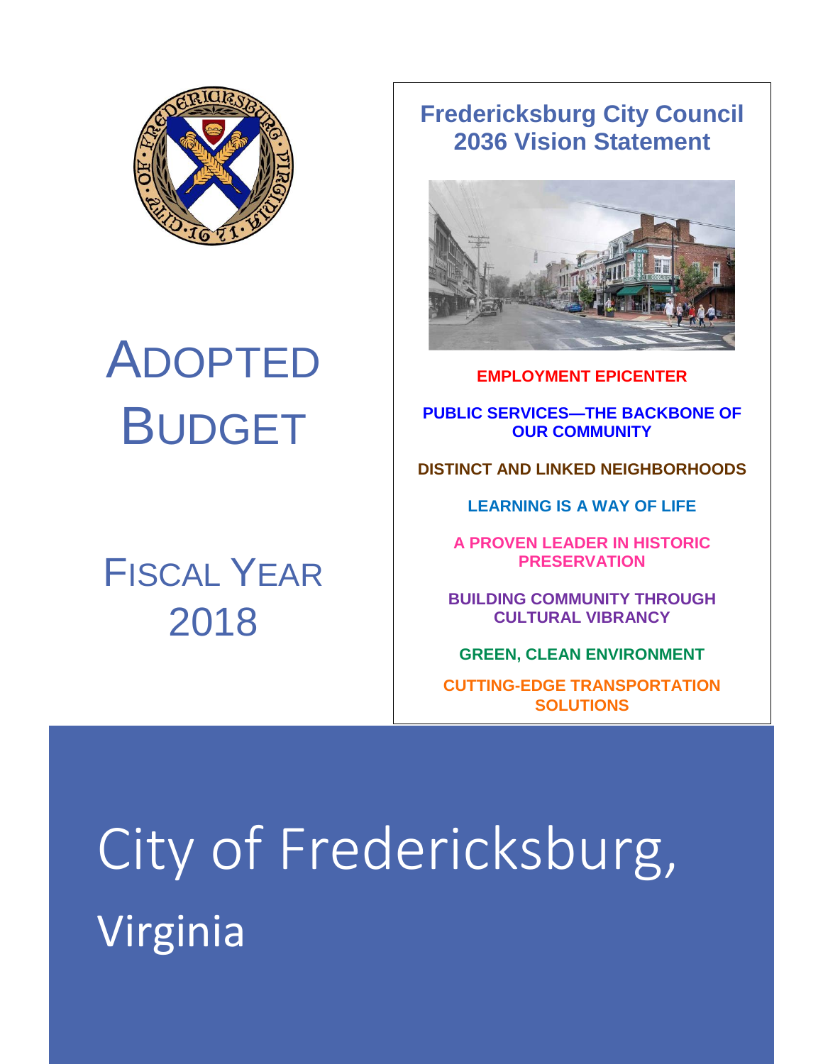# Adopted Budget

# Fiscal Year 2018

## Fredericksburg City Council 2036 Vision Statement

**EMPLOYMENT EPICENTER**

**PUBLIC SERVICES—THE BACKBONE OF OUR COMMUNITY**

**DISTINCT AND LINKED NEIGHBORHOODS**

**LEARNING IS A WAY OF LIFE**

**A PROVEN LEADER IN HISTORIC PRESERVATION**

**BUILDING COMMUNITY THROUGH CULTURAL VIBRANCY**

**GREEN, CLEAN ENVIRONMENT**

**CUTTING-EDGE TRANSPORTATION SOLUTIONS**

# City of Fredericksburg, Virginia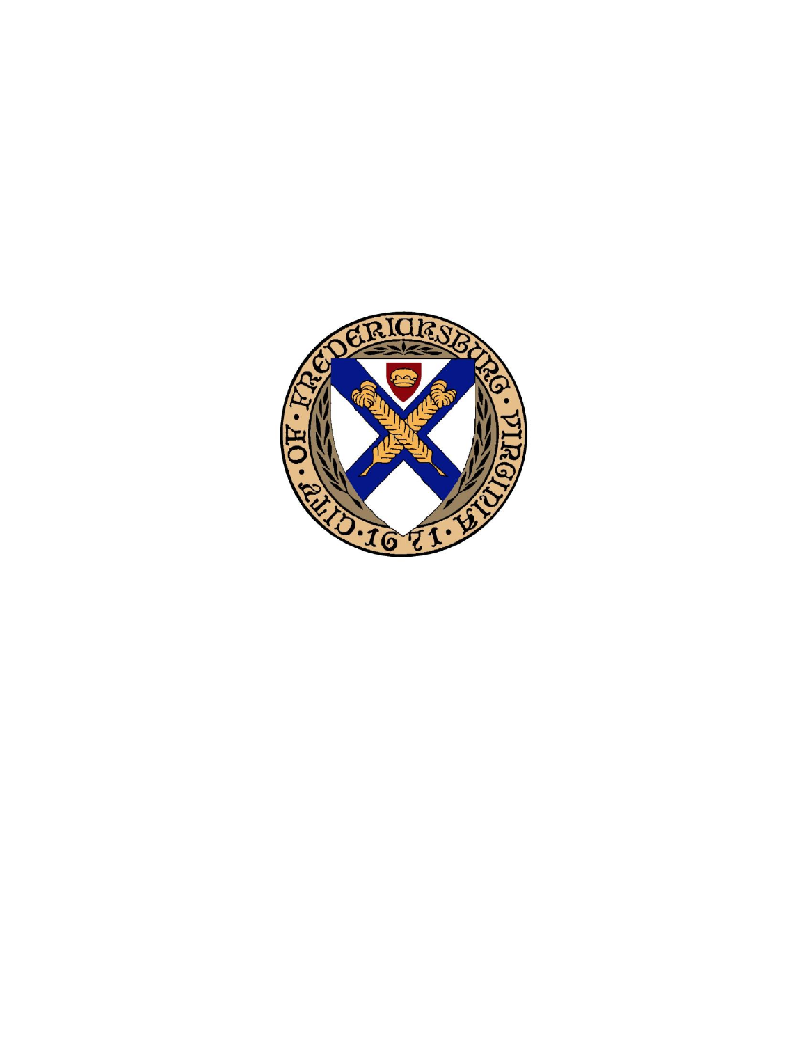CITY OF FREDERICKSBURG VIRGINIA 1671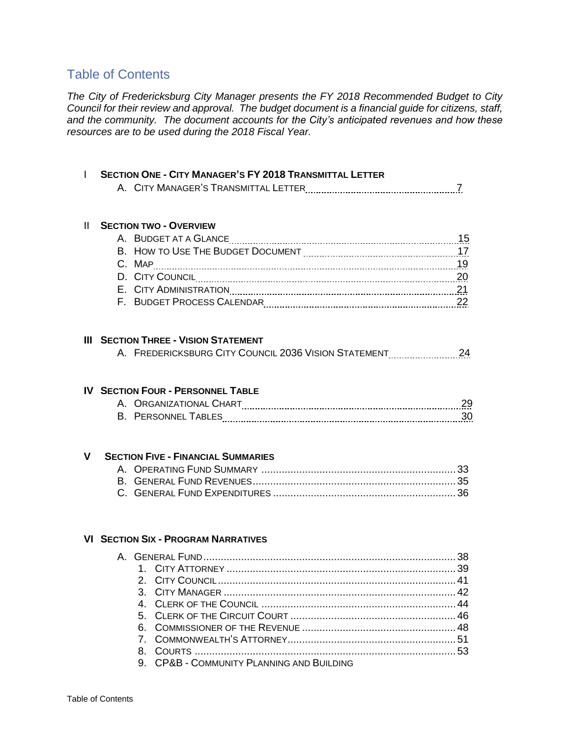# Table of Contents

*The City of Fredericksburg City Manager presents the FY 2018 Recommended Budget to City Council for their review and approval. The budget document is a financial guide for citizens, staff, and the community. The document accounts for the City's anticipated revenues and how these resources are to be used during the 2018 Fiscal Year.*

## I SECTION ONE - CITY MANAGER'S FY 2018 TRANSMITTAL LETTER

A. CITY MANAGER'S TRANSMITTAL LETTER ........ 7

## II SECTION TWO - OVERVIEW

A. BUDGET AT A GLANCE ........ 15
B. HOW TO USE THE BUDGET DOCUMENT ........ 17
C. MAP ........ 19
D. CITY COUNCIL ........ 20
E. CITY ADMINISTRATION ........ 21
F. BUDGET PROCESS CALENDAR ........ 22

## III SECTION THREE - VISION STATEMENT

A. FREDERICKSBURG CITY COUNCIL 2036 VISION STATEMENT ........ 24

## IV SECTION FOUR - PERSONNEL TABLE

A. ORGANIZATIONAL CHART ........ 29
B. PERSONNEL TABLES ........ 30

## V SECTION FIVE - FINANCIAL SUMMARIES

A. OPERATING FUND SUMMARY ........ 33
B. GENERAL FUND REVENUES ........ 35
C. GENERAL FUND EXPENDITURES ........ 36

## VI SECTION SIX - PROGRAM NARRATIVES

A. GENERAL FUND ........ 38
1. CITY ATTORNEY ........ 39
2. CITY COUNCIL ........ 41
3. CITY MANAGER ........ 42
4. CLERK OF THE COUNCIL ........ 44
5. CLERK OF THE CIRCUIT COURT ........ 46
6. COMMISSIONER OF THE REVENUE ........ 48
7. COMMONWEALTH'S ATTORNEY ........ 51
8. COURTS ........ 53
9. CP&B - COMMUNITY PLANNING AND BUILDING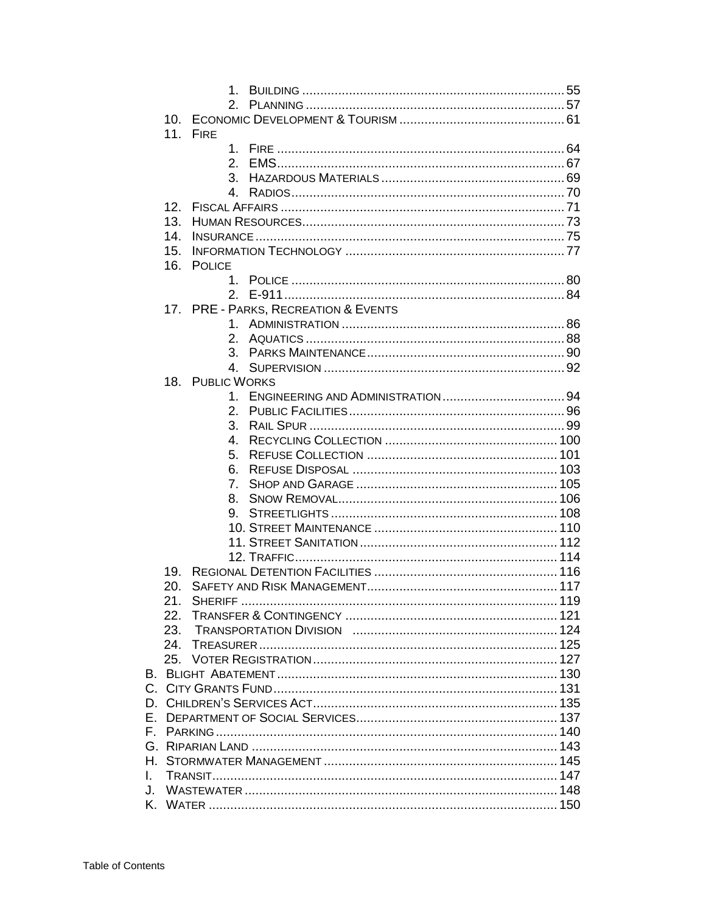1. Building ........................................................................ 55
2. Planning ....................................................................... 57

10. Economic Development & Tourism ............................................ 61
11. Fire
    1. Fire ............................................................................... 64
    2. EMS............................................................................... 67
    3. Hazardous Materials .................................................. 69
    4. Radios........................................................................... 70
12. Fiscal Affairs .............................................................................. 71
13. Human Resources........................................................................ 73
14. Insurance ..................................................................................... 75
15. Information Technology ............................................................ 77
16. Police
    1. Police ........................................................................... 80
    2. E-911............................................................................. 84
17. PRE - Parks, Recreation & Events
    1. Administration ............................................................ 86
    2. Aquatics ....................................................................... 88
    3. Parks Maintenance...................................................... 90
    4. Supervision .................................................................. 92
18. Public Works
    1. Engineering and Administration .................................. 94
    2. Public Facilities............................................................ 96
    3. Rail Spur ...................................................................... 99
    4. Recycling Collection ................................................ 100
    5. Refuse Collection ..................................................... 101
    6. Refuse Disposal ........................................................ 103
    7. Shop and Garage ....................................................... 105
    8. Snow Removal............................................................ 106
    9. Streetlights ............................................................... 108
    10. Street Maintenance .................................................. 110
    11. Street Sanitation ...................................................... 112
    12. Traffic........................................................................ 114
19. Regional Detention Facilities .................................................. 116
20. Safety and Risk Management.................................................... 117
21. Sheriff ....................................................................................... 119
22. Transfer & Contingency ........................................................... 121
23. Transportation Division ........................................................ 124
24. Treasurer.................................................................................. 125
25. Voter Registration................................................................... 127

B. Blight Abatement............................................................................ 130
C. City Grants Fund............................................................................. 131
D. Children's Services Act.................................................................. 135
E. Department of Social Services....................................................... 137
F. Parking............................................................................................. 140
G. Riparian Land .................................................................................. 143
H. Stormwater Management ............................................................... 145
I. Transit............................................................................................... 147
J. Wastewater ..................................................................................... 148
K. Water ............................................................................................... 150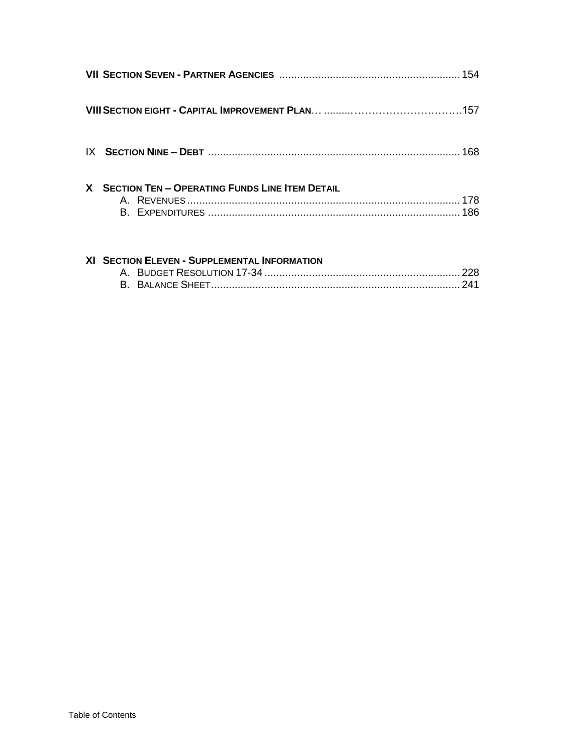**VII SECTION SEVEN - PARTNER AGENCIES** ............................................................ 154

**VIII SECTION EIGHT - CAPITAL IMPROVEMENT PLAN**… ..........…………………………….157

IX **SECTION NINE – DEBT** .................................................................................... 168

**X SECTION TEN – OPERATING FUNDS LINE ITEM DETAIL**

A. REVENUES ........................................................................................... 178
B. EXPENDITURES .................................................................................... 186

**XI SECTION ELEVEN - SUPPLEMENTAL INFORMATION**

A. BUDGET RESOLUTION 17-34 ................................................................. 228
B. BALANCE SHEET.................................................................................... 241